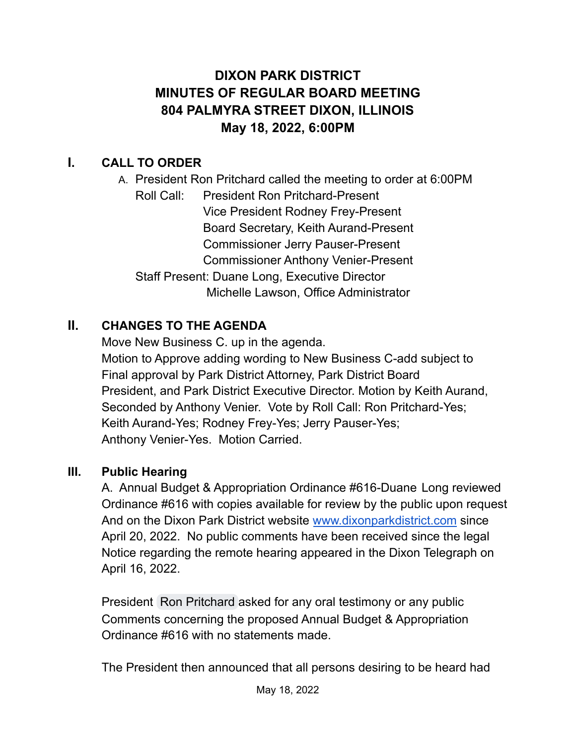# DIXON PARK DISTRICT
# MINUTES OF REGULAR BOARD MEETING
# 804 PALMYRA STREET DIXON, ILLINOIS
# May 18, 2022, 6:00PM

## I. CALL TO ORDER

A. President Ron Pritchard called the meeting to order at 6:00PM

Roll Call: President Ron Pritchard-Present
Vice President Rodney Frey-Present
Board Secretary, Keith Aurand-Present
Commissioner Jerry Pauser-Present
Commissioner Anthony Venier-Present

Staff Present: Duane Long, Executive Director
Michelle Lawson, Office Administrator

## II. CHANGES TO THE AGENDA

Move New Business C. up in the agenda.
Motion to Approve adding wording to New Business C-add subject to Final approval by Park District Attorney, Park District Board President, and Park District Executive Director. Motion by Keith Aurand, Seconded by Anthony Venier. Vote by Roll Call: Ron Pritchard-Yes; Keith Aurand-Yes; Rodney Frey-Yes; Jerry Pauser-Yes; Anthony Venier-Yes. Motion Carried.

## III. Public Hearing

A. Annual Budget & Appropriation Ordinance #616-Duane Long reviewed Ordinance #616 with copies available for review by the public upon request And on the Dixon Park District website www.dixonparkdistrict.com since April 20, 2022. No public comments have been received since the legal Notice regarding the remote hearing appeared in the Dixon Telegraph on April 16, 2022.

President Ron Pritchard asked for any oral testimony or any public Comments concerning the proposed Annual Budget & Appropriation Ordinance #616 with no statements made.

The President then announced that all persons desiring to be heard had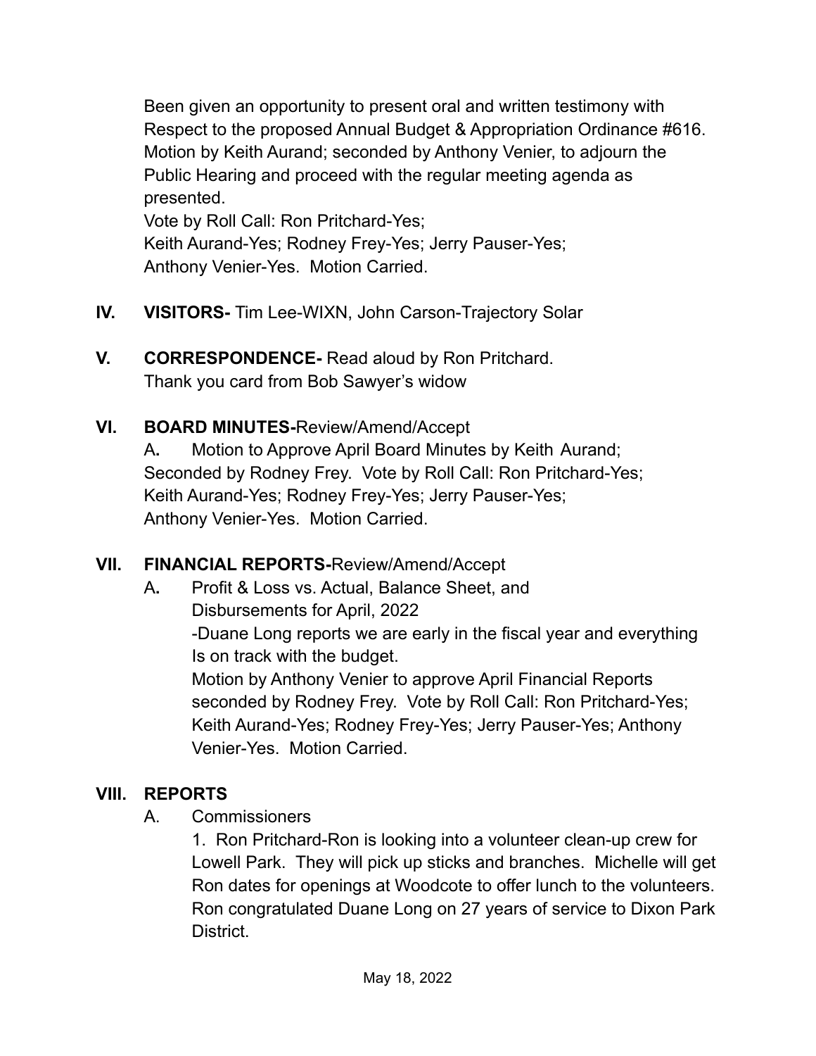Been given an opportunity to present oral and written testimony with Respect to the proposed Annual Budget & Appropriation Ordinance #616. Motion by Keith Aurand; seconded by Anthony Venier, to adjourn the Public Hearing and proceed with the regular meeting agenda as presented.
Vote by Roll Call: Ron Pritchard-Yes;
Keith Aurand-Yes; Rodney Frey-Yes; Jerry Pauser-Yes;
Anthony Venier-Yes. Motion Carried.

**IV. VISITORS-** Tim Lee-WIXN, John Carson-Trajectory Solar

**V. CORRESPONDENCE-** Read aloud by Ron Pritchard.
Thank you card from Bob Sawyer's widow

**VI. BOARD MINUTES-**Review/Amend/Accept

A**.** Motion to Approve April Board Minutes by Keith Aurand; Seconded by Rodney Frey. Vote by Roll Call: Ron Pritchard-Yes; Keith Aurand-Yes; Rodney Frey-Yes; Jerry Pauser-Yes; Anthony Venier-Yes. Motion Carried.

**VII. FINANCIAL REPORTS-**Review/Amend/Accept

A**.** Profit & Loss vs. Actual, Balance Sheet, and Disbursements for April, 2022
-Duane Long reports we are early in the fiscal year and everything Is on track with the budget.
Motion by Anthony Venier to approve April Financial Reports seconded by Rodney Frey. Vote by Roll Call: Ron Pritchard-Yes; Keith Aurand-Yes; Rodney Frey-Yes; Jerry Pauser-Yes; Anthony Venier-Yes. Motion Carried.

**VIII. REPORTS**

A. Commissioners

1. Ron Pritchard-Ron is looking into a volunteer clean-up crew for Lowell Park. They will pick up sticks and branches. Michelle will get Ron dates for openings at Woodcote to offer lunch to the volunteers. Ron congratulated Duane Long on 27 years of service to Dixon Park District.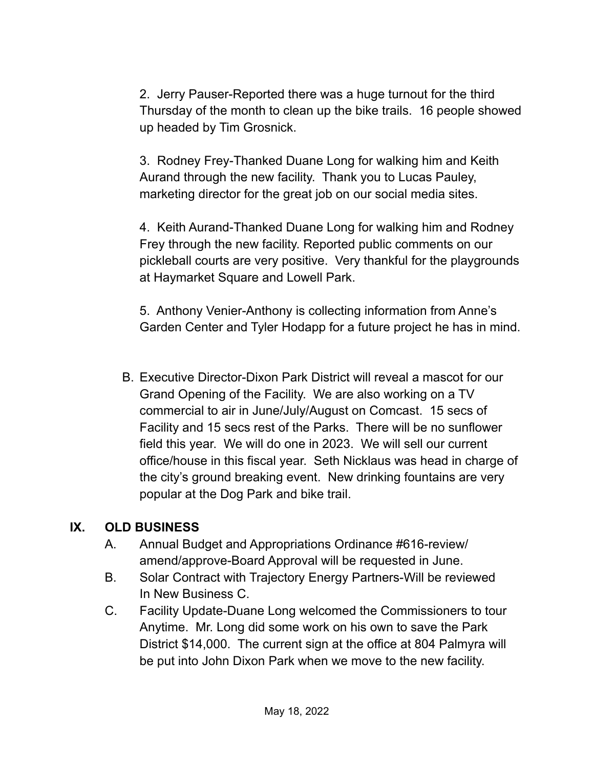2. Jerry Pauser-Reported there was a huge turnout for the third Thursday of the month to clean up the bike trails. 16 people showed up headed by Tim Grosnick.

3. Rodney Frey-Thanked Duane Long for walking him and Keith Aurand through the new facility. Thank you to Lucas Pauley, marketing director for the great job on our social media sites.

4. Keith Aurand-Thanked Duane Long for walking him and Rodney Frey through the new facility. Reported public comments on our pickleball courts are very positive. Very thankful for the playgrounds at Haymarket Square and Lowell Park.

5. Anthony Venier-Anthony is collecting information from Anne's Garden Center and Tyler Hodapp for a future project he has in mind.

B. Executive Director-Dixon Park District will reveal a mascot for our Grand Opening of the Facility. We are also working on a TV commercial to air in June/July/August on Comcast. 15 secs of Facility and 15 secs rest of the Parks. There will be no sunflower field this year. We will do one in 2023. We will sell our current office/house in this fiscal year. Seth Nicklaus was head in charge of the city's ground breaking event. New drinking fountains are very popular at the Dog Park and bike trail.

## IX. OLD BUSINESS

A. Annual Budget and Appropriations Ordinance #616-review/ amend/approve-Board Approval will be requested in June.

B. Solar Contract with Trajectory Energy Partners-Will be reviewed In New Business C.

C. Facility Update-Duane Long welcomed the Commissioners to tour Anytime. Mr. Long did some work on his own to save the Park District $14,000. The current sign at the office at 804 Palmyra will be put into John Dixon Park when we move to the new facility.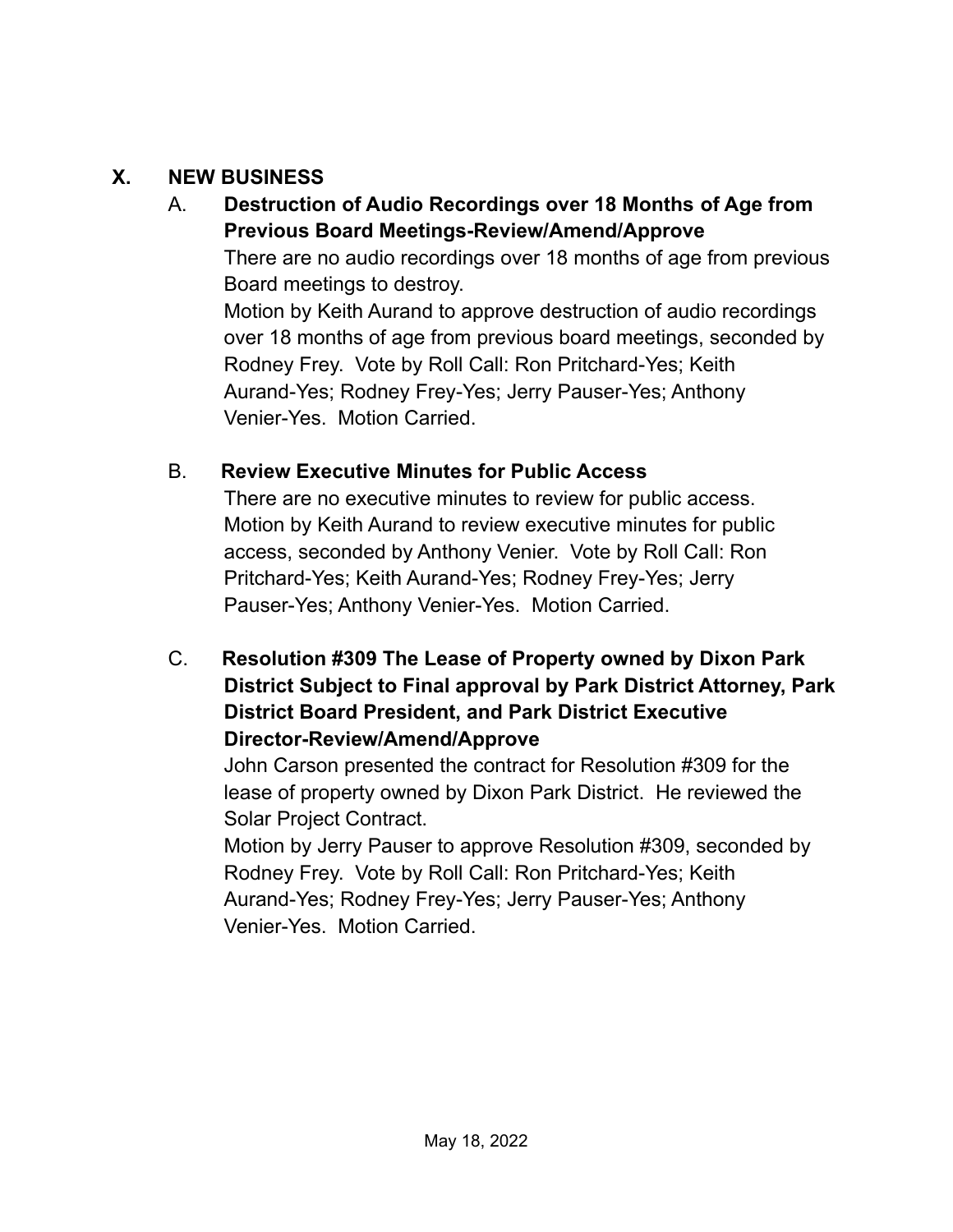## X. NEW BUSINESS

A. **Destruction of Audio Recordings over 18 Months of Age from Previous Board Meetings-Review/Amend/Approve**

There are no audio recordings over 18 months of age from previous Board meetings to destroy.

Motion by Keith Aurand to approve destruction of audio recordings over 18 months of age from previous board meetings, seconded by Rodney Frey. Vote by Roll Call: Ron Pritchard-Yes; Keith Aurand-Yes; Rodney Frey-Yes; Jerry Pauser-Yes; Anthony Venier-Yes. Motion Carried.

B. **Review Executive Minutes for Public Access**

There are no executive minutes to review for public access.

Motion by Keith Aurand to review executive minutes for public access, seconded by Anthony Venier. Vote by Roll Call: Ron Pritchard-Yes; Keith Aurand-Yes; Rodney Frey-Yes; Jerry Pauser-Yes; Anthony Venier-Yes. Motion Carried.

C. **Resolution #309 The Lease of Property owned by Dixon Park District Subject to Final approval by Park District Attorney, Park District Board President, and Park District Executive Director-Review/Amend/Approve**

John Carson presented the contract for Resolution #309 for the lease of property owned by Dixon Park District. He reviewed the Solar Project Contract.

Motion by Jerry Pauser to approve Resolution #309, seconded by Rodney Frey. Vote by Roll Call: Ron Pritchard-Yes; Keith Aurand-Yes; Rodney Frey-Yes; Jerry Pauser-Yes; Anthony Venier-Yes. Motion Carried.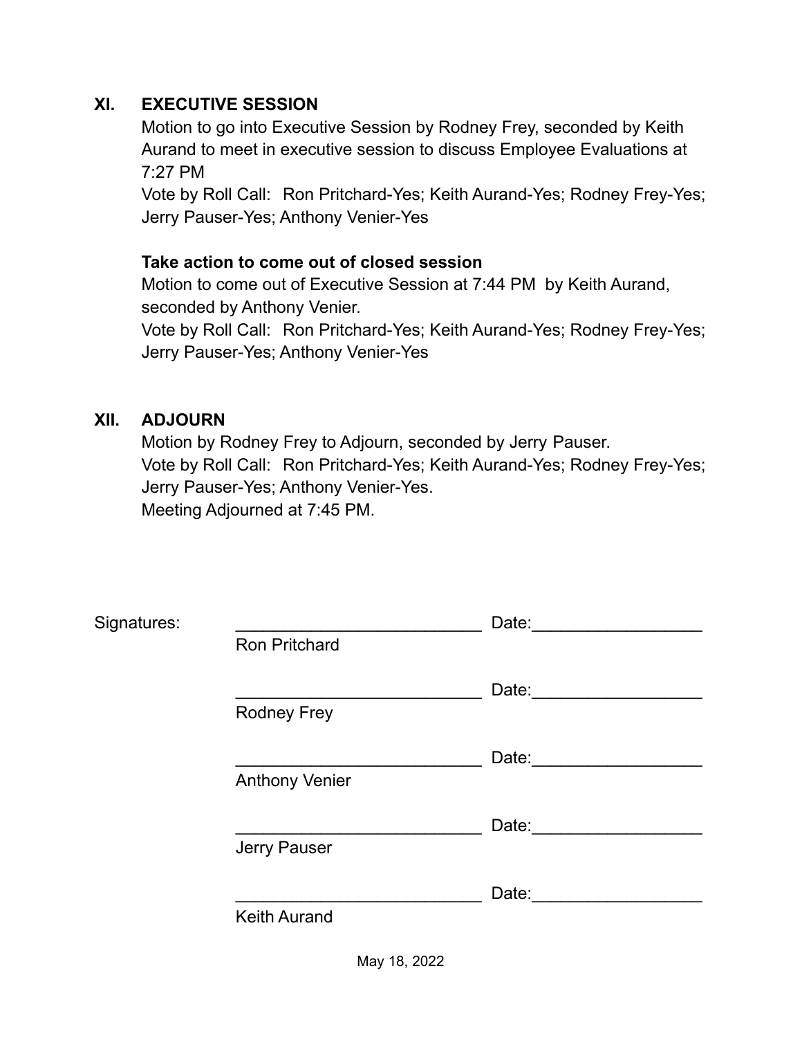## XI. EXECUTIVE SESSION

Motion to go into Executive Session by Rodney Frey, seconded by Keith Aurand to meet in executive session to discuss Employee Evaluations at 7:27 PM

Vote by Roll Call: Ron Pritchard-Yes; Keith Aurand-Yes; Rodney Frey-Yes; Jerry Pauser-Yes; Anthony Venier-Yes

**Take action to come out of closed session**

Motion to come out of Executive Session at 7:44 PM by Keith Aurand, seconded by Anthony Venier.

Vote by Roll Call: Ron Pritchard-Yes; Keith Aurand-Yes; Rodney Frey-Yes; Jerry Pauser-Yes; Anthony Venier-Yes

## XII. ADJOURN

Motion by Rodney Frey to Adjourn, seconded by Jerry Pauser.

Vote by Roll Call: Ron Pritchard-Yes; Keith Aurand-Yes; Rodney Frey-Yes; Jerry Pauser-Yes; Anthony Venier-Yes.

Meeting Adjourned at 7:45 PM.

Signatures:

___________________________ Date:__________________
Ron Pritchard

___________________________ Date:__________________
Rodney Frey

___________________________ Date:__________________
Anthony Venier

___________________________ Date:__________________
Jerry Pauser

___________________________ Date:__________________
Keith Aurand

May 18, 2022